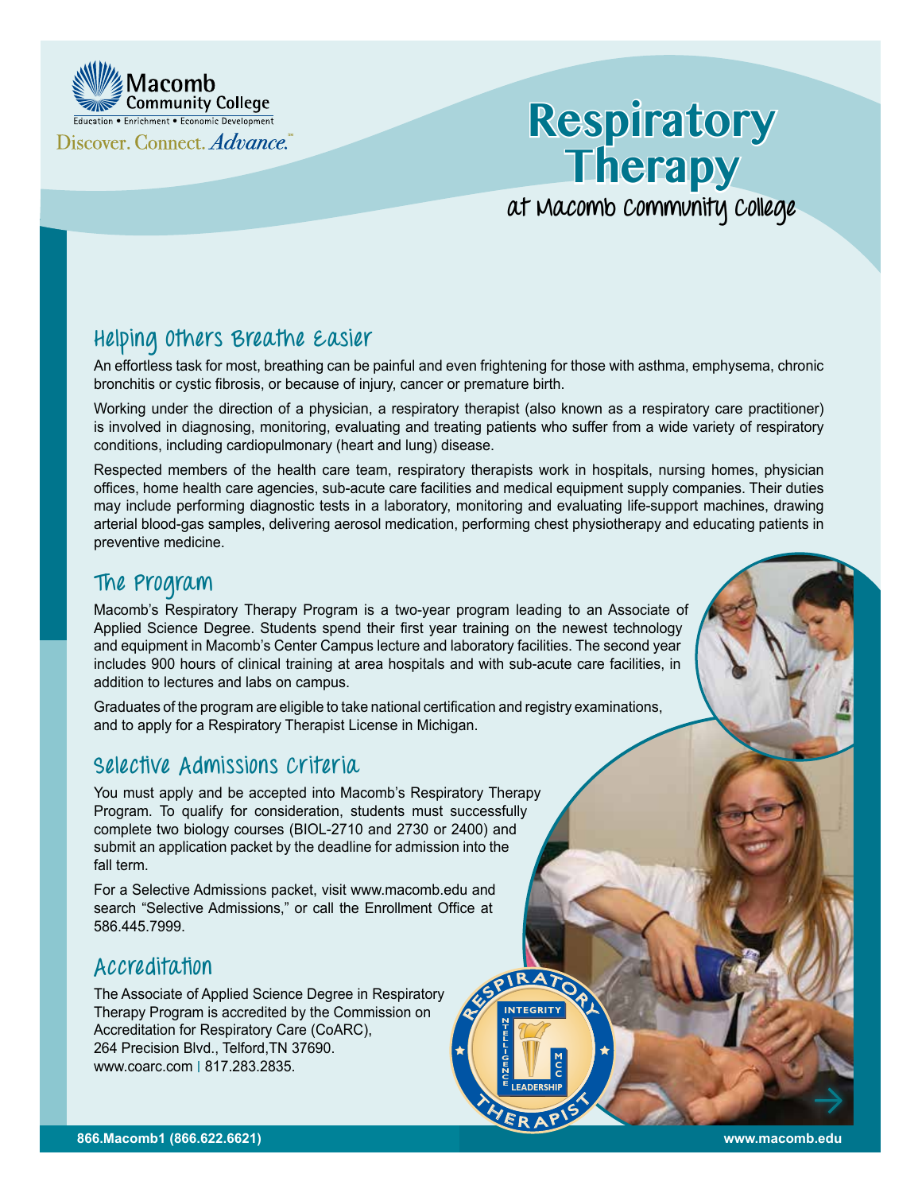Macomb Community College

Education • Enrichment • Economic Development

Discover. Connect. *Advance.*

# Respiratory Therapy

at Macomb Community College

## Helping Others Breathe Easier

An effortless task for most, breathing can be painful and even frightening for those with asthma, emphysema, chronic bronchitis or cystic fibrosis, or because of injury, cancer or premature birth.

Working under the direction of a physician, a respiratory therapist (also known as a respiratory care practitioner) is involved in diagnosing, monitoring, evaluating and treating patients who suffer from a wide variety of respiratory conditions, including cardiopulmonary (heart and lung) disease.

Respected members of the health care team, respiratory therapists work in hospitals, nursing homes, physician offices, home health care agencies, sub-acute care facilities and medical equipment supply companies. Their duties may include performing diagnostic tests in a laboratory, monitoring and evaluating life-support machines, drawing arterial blood-gas samples, delivering aerosol medication, performing chest physiotherapy and educating patients in preventive medicine.

## The Program

Macomb's Respiratory Therapy Program is a two-year program leading to an Associate of Applied Science Degree. Students spend their first year training on the newest technology and equipment in Macomb's Center Campus lecture and laboratory facilities. The second year includes 900 hours of clinical training at area hospitals and with sub-acute care facilities, in addition to lectures and labs on campus.

Graduates of the program are eligible to take national certification and registry examinations, and to apply for a Respiratory Therapist License in Michigan.

## Selective Admissions Criteria

You must apply and be accepted into Macomb's Respiratory Therapy Program. To qualify for consideration, students must successfully complete two biology courses (BIOL-2710 and 2730 or 2400) and submit an application packet by the deadline for admission into the fall term.

For a Selective Admissions packet, visit www.macomb.edu and search "Selective Admissions," or call the Enrollment Office at 586.445.7999.

## Accreditation

The Associate of Applied Science Degree in Respiratory Therapy Program is accredited by the Commission on Accreditation for Respiratory Care (CoARC), 264 Precision Blvd., Telford,TN 37690. www.coarc.com | 817.283.2835.

866.Macomb1 (866.622.6621)

www.macomb.edu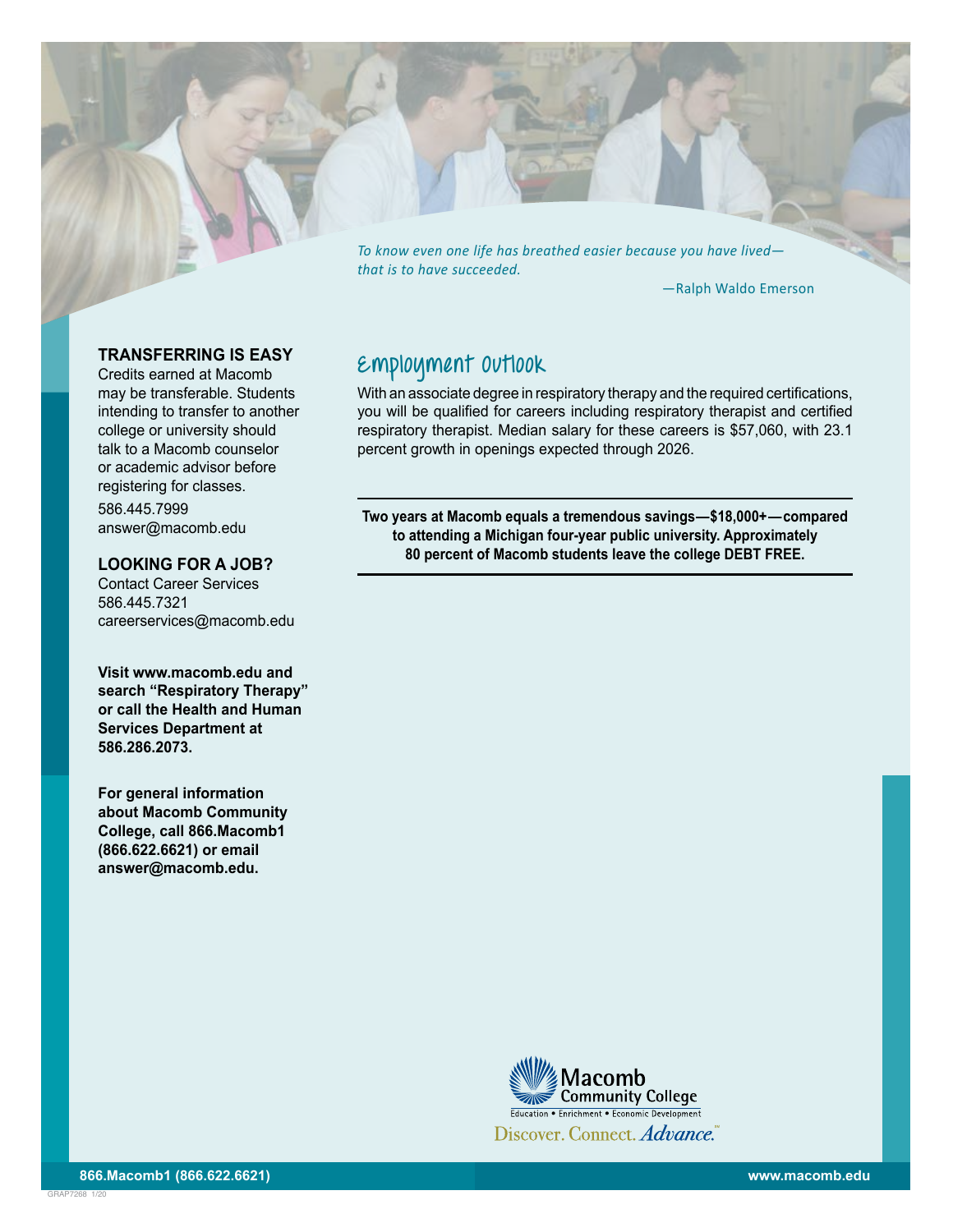*To know even one life has breathed easier because you have lived—*
*that is to have succeeded.*

—Ralph Waldo Emerson

**TRANSFERRING IS EASY**

Credits earned at Macomb may be transferable. Students intending to transfer to another college or university should talk to a Macomb counselor or academic advisor before registering for classes.

586.445.7999
answer@macomb.edu

**LOOKING FOR A JOB?**

Contact Career Services
586.445.7321
careerservices@macomb.edu

**Visit www.macomb.edu and search "Respiratory Therapy" or call the Health and Human Services Department at 586.286.2073.**

**For general information about Macomb Community College, call 866.Macomb1 (866.622.6621) or email answer@macomb.edu.**

## Employment Outlook

With an associate degree in respiratory therapy and the required certifications, you will be qualified for careers including respiratory therapist and certified respiratory therapist. Median salary for these careers is $57,060, with 23.1 percent growth in openings expected through 2026.

---

**Two years at Macomb equals a tremendous savings—$18,000+—compared to attending a Michigan four-year public university. Approximately 80 percent of Macomb students leave the college DEBT FREE.**

---

Macomb Community College
Education • Enrichment • Economic Development
Discover. Connect. *Advance.*™

**866.Macomb1 (866.622.6621)** **www.macomb.edu**

GRAP7268 1/20